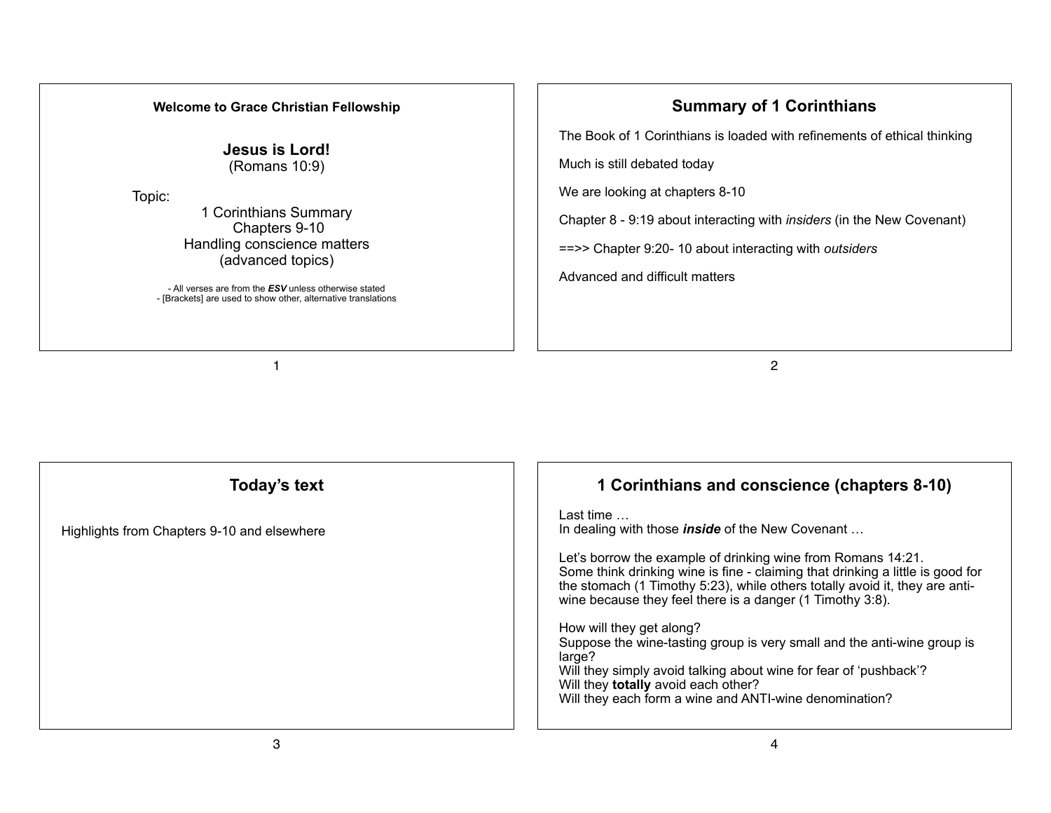**Welcome to Grace Christian Fellowship**

**Jesus is Lord!**
(Romans 10:9)

Topic:
1 Corinthians Summary
Chapters 9-10
Handling conscience matters
(advanced topics)

- All verses are from the ***ESV*** unless otherwise stated
- [Brackets] are used to show other, alternative translations

## Summary of 1 Corinthians

The Book of 1 Corinthians is loaded with refinements of ethical thinking

Much is still debated today

We are looking at chapters 8-10

Chapter 8 - 9:19 about interacting with *insiders* (in the New Covenant)

==>> Chapter 9:20- 10 about interacting with *outsiders*

Advanced and difficult matters

## Today's text

Highlights from Chapters 9-10 and elsewhere

## 1 Corinthians and conscience (chapters 8-10)

Last time …
In dealing with those ***inside*** of the New Covenant …

Let's borrow the example of drinking wine from Romans 14:21.
Some think drinking wine is fine - claiming that drinking a little is good for the stomach (1 Timothy 5:23), while others totally avoid it, they are anti-wine because they feel there is a danger (1 Timothy 3:8).

How will they get along?
Suppose the wine-tasting group is very small and the anti-wine group is large?
Will they simply avoid talking about wine for fear of 'pushback'?
Will they **totally** avoid each other?
Will they each form a wine and ANTI-wine denomination?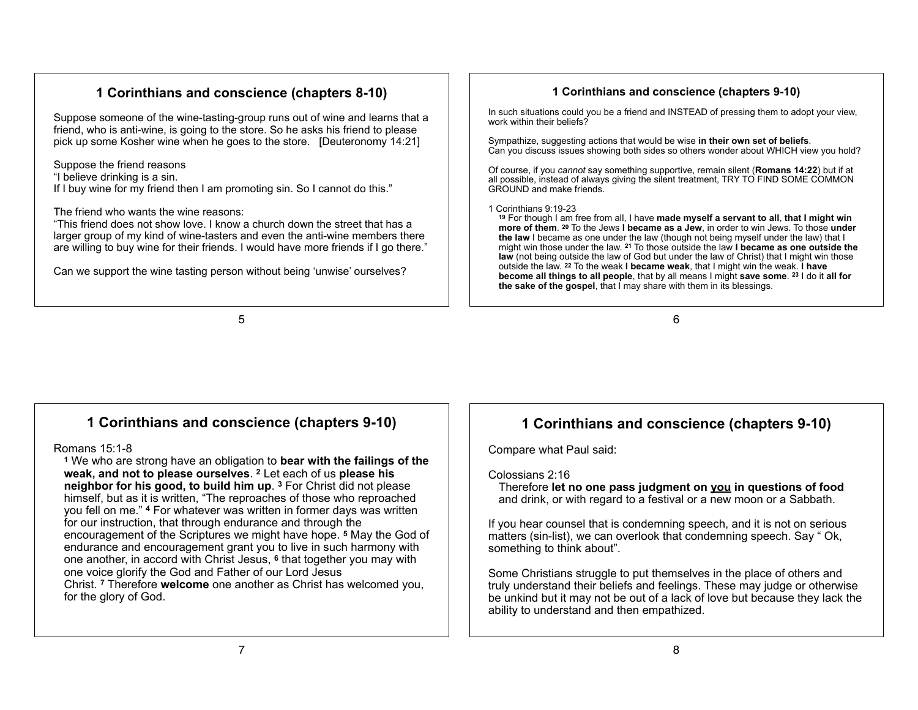## 1 Corinthians and conscience (chapters 8-10)

Suppose someone of the wine-tasting-group runs out of wine and learns that a friend, who is anti-wine, is going to the store. So he asks his friend to please pick up some Kosher wine when he goes to the store. [Deuteronomy 14:21]

Suppose the friend reasons
"I believe drinking is a sin.
If I buy wine for my friend then I am promoting sin. So I cannot do this."

The friend who wants the wine reasons:
"This friend does not show love. I know a church down the street that has a larger group of my kind of wine-tasters and even the anti-wine members there are willing to buy wine for their friends. I would have more friends if I go there."

Can we support the wine tasting person without being 'unwise' ourselves?

## 1 Corinthians and conscience (chapters 9-10)

In such situations could you be a friend and INSTEAD of pressing them to adopt your view, work within their beliefs?

Sympathize, suggesting actions that would be wise **in their own set of beliefs**.
Can you discuss issues showing both sides so others wonder about WHICH view you hold?

Of course, if you *cannot* say something supportive, remain silent (**Romans 14:22**) but if at all possible, instead of always giving the silent treatment, TRY TO FIND SOME COMMON GROUND and make friends.

1 Corinthians 9:19-23

> [19] For though I am free from all, I have **made myself a servant to all**, **that I might win more of them**. [20] To the Jews **I became as a Jew**, in order to win Jews. To those **under the law** I became as one under the law (though not being myself under the law) that I might win those under the law. [21] To those outside the law **I became as one outside the law** (not being outside the law of God but under the law of Christ) that I might win those outside the law. [22] To the weak **I became weak**, that I might win the weak. **I have become all things to all people**, that by all means I might **save some**. [23] I do it **all for the sake of the gospel**, that I may share with them in its blessings.

## 1 Corinthians and conscience (chapters 9-10)

Romans 15:1-8

> [1] We who are strong have an obligation to **bear with the failings of the weak, and not to please ourselves**. [2] Let each of us **please his neighbor for his good, to build him up**. [3] For Christ did not please himself, but as it is written, "The reproaches of those who reproached you fell on me." [4] For whatever was written in former days was written for our instruction, that through endurance and through the encouragement of the Scriptures we might have hope. [5] May the God of endurance and encouragement grant you to live in such harmony with one another, in accord with Christ Jesus, [6] that together you may with one voice glorify the God and Father of our Lord Jesus Christ. [7] Therefore **welcome** one another as Christ has welcomed you, for the glory of God.

## 1 Corinthians and conscience (chapters 9-10)

Compare what Paul said:

Colossians 2:16

> Therefore **let no one pass judgment on <u>you</u> in questions of food** and drink, or with regard to a festival or a new moon or a Sabbath.

If you hear counsel that is condemning speech, and it is not on serious matters (sin-list), we can overlook that condemning speech. Say " Ok, something to think about".

Some Christians struggle to put themselves in the place of others and truly understand their beliefs and feelings. These may judge or otherwise be unkind but it may not be out of a lack of love but because they lack the ability to understand and then empathized.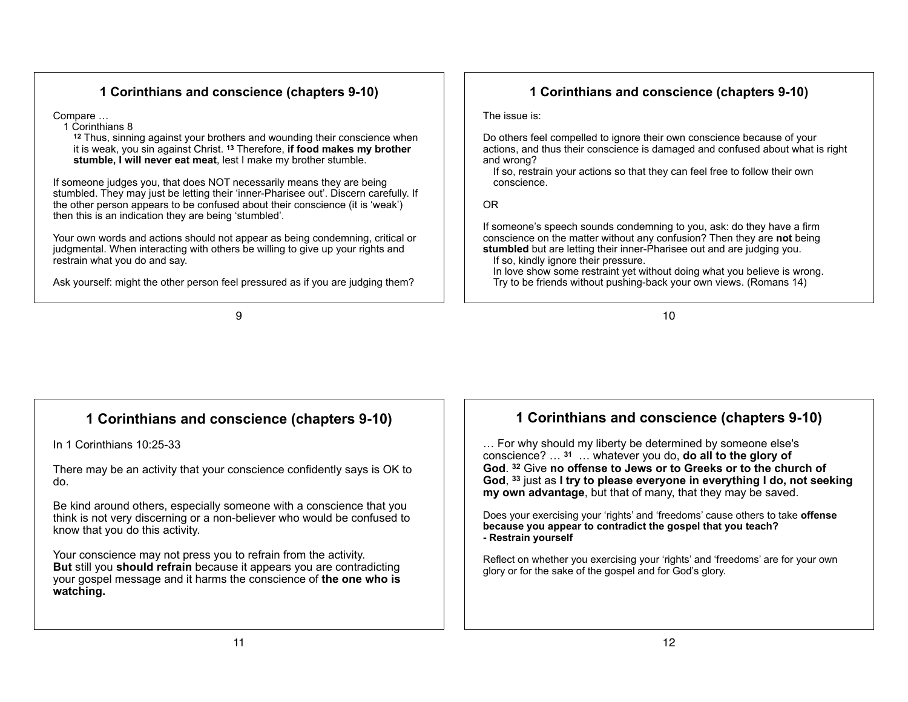## 1 Corinthians and conscience (chapters 9-10)

Compare …

1 Corinthians 8

[12] Thus, sinning against your brothers and wounding their conscience when it is weak, you sin against Christ. [13] Therefore, **if food makes my brother stumble, I will never eat meat**, lest I make my brother stumble.

If someone judges you, that does NOT necessarily means they are being stumbled. They may just be letting their 'inner-Pharisee out'. Discern carefully. If the other person appears to be confused about their conscience (it is 'weak') then this is an indication they are being 'stumbled'.

Your own words and actions should not appear as being condemning, critical or judgmental. When interacting with others be willing to give up your rights and restrain what you do and say.

Ask yourself: might the other person feel pressured as if you are judging them?

## 1 Corinthians and conscience (chapters 9-10)

The issue is:

Do others feel compelled to ignore their own conscience because of your actions, and thus their conscience is damaged and confused about what is right and wrong?

If so, restrain your actions so that they can feel free to follow their own conscience.

OR

If someone's speech sounds condemning to you, ask: do they have a firm conscience on the matter without any confusion? Then they are **not** being **stumbled** but are letting their inner-Pharisee out and are judging you.

If so, kindly ignore their pressure.
In love show some restraint yet without doing what you believe is wrong.
Try to be friends without pushing-back your own views. (Romans 14)

## 1 Corinthians and conscience (chapters 9-10)

In 1 Corinthians 10:25-33

There may be an activity that your conscience confidently says is OK to do.

Be kind around others, especially someone with a conscience that you think is not very discerning or a non-believer who would be confused to know that you do this activity.

Your conscience may not press you to refrain from the activity.
**But** still you **should refrain** because it appears you are contradicting your gospel message and it harms the conscience of **the one who is watching.**

## 1 Corinthians and conscience (chapters 9-10)

… For why should my liberty be determined by someone else's conscience? … [31] … whatever you do, **do all to the glory of God**. [32] Give **no offense to Jews or to Greeks or to the church of God**, [33] just as **I try to please everyone in everything I do, not seeking my own advantage**, but that of many, that they may be saved.

Does your exercising your 'rights' and 'freedoms' cause others to take **offense because you appear to contradict the gospel that you teach?**
**- Restrain yourself**

Reflect on whether you exercising your 'rights' and 'freedoms' are for your own glory or for the sake of the gospel and for God's glory.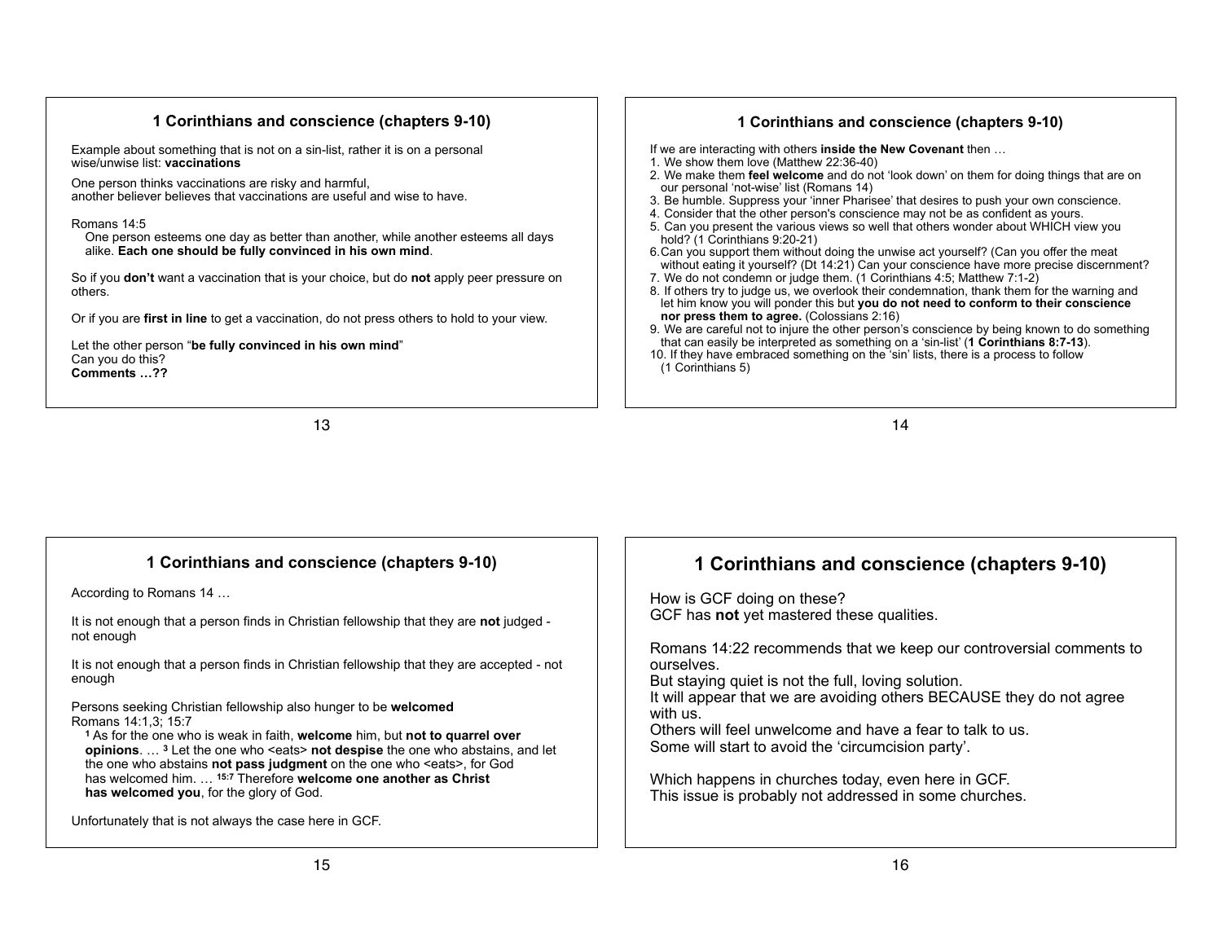## 1 Corinthians and conscience (chapters 9-10)

Example about something that is not on a sin-list, rather it is on a personal wise/unwise list: **vaccinations**

One person thinks vaccinations are risky and harmful,
another believer believes that vaccinations are useful and wise to have.

Romans 14:5

One person esteems one day as better than another, while another esteems all days alike. **Each one should be fully convinced in his own mind**.

So if you **don't** want a vaccination that is your choice, but do **not** apply peer pressure on others.

Or if you are **first in line** to get a vaccination, do not press others to hold to your view.

Let the other person "**be fully convinced in his own mind**"
Can you do this?
**Comments …??**

## 1 Corinthians and conscience (chapters 9-10)

If we are interacting with others **inside the New Covenant** then …

1. We show them love (Matthew 22:36-40)
2. We make them **feel welcome** and do not 'look down' on them for doing things that are on our personal 'not-wise' list (Romans 14)
3. Be humble. Suppress your 'inner Pharisee' that desires to push your own conscience.
4. Consider that the other person's conscience may not be as confident as yours.
5. Can you present the various views so well that others wonder about WHICH view you hold? (1 Corinthians 9:20-21)
6. Can you support them without doing the unwise act yourself? (Can you offer the meat without eating it yourself? (Dt 14:21) Can your conscience have more precise discernment?
7. We do not condemn or judge them. (1 Corinthians 4:5; Matthew 7:1-2)
8. If others try to judge us, we overlook their condemnation, thank them for the warning and let him know you will ponder this but **you do not need to conform to their conscience nor press them to agree.** (Colossians 2:16)
9. We are careful not to injure the other person's conscience by being known to do something that can easily be interpreted as something on a 'sin-list' (**1 Corinthians 8:7-13**).
10. If they have embraced something on the 'sin' lists, there is a process to follow (1 Corinthians 5)

## 1 Corinthians and conscience (chapters 9-10)

According to Romans 14 …

It is not enough that a person finds in Christian fellowship that they are **not** judged - not enough

It is not enough that a person finds in Christian fellowship that they are accepted - not enough

Persons seeking Christian fellowship also hunger to be **welcomed**
Romans 14:1,3; 15:7

[1] As for the one who is weak in faith, **welcome** him, but **not to quarrel over opinions**. … [3] Let the one who <eats> **not despise** the one who abstains, and let the one who abstains **not pass judgment** on the one who <eats>, for God has welcomed him. … [15:7] Therefore **welcome one another as Christ has welcomed you**, for the glory of God.

Unfortunately that is not always the case here in GCF.

## 1 Corinthians and conscience (chapters 9-10)

How is GCF doing on these?
GCF has **not** yet mastered these qualities.

Romans 14:22 recommends that we keep our controversial comments to ourselves.
But staying quiet is not the full, loving solution.
It will appear that we are avoiding others BECAUSE they do not agree with us.
Others will feel unwelcome and have a fear to talk to us.
Some will start to avoid the 'circumcision party'.

Which happens in churches today, even here in GCF.
This issue is probably not addressed in some churches.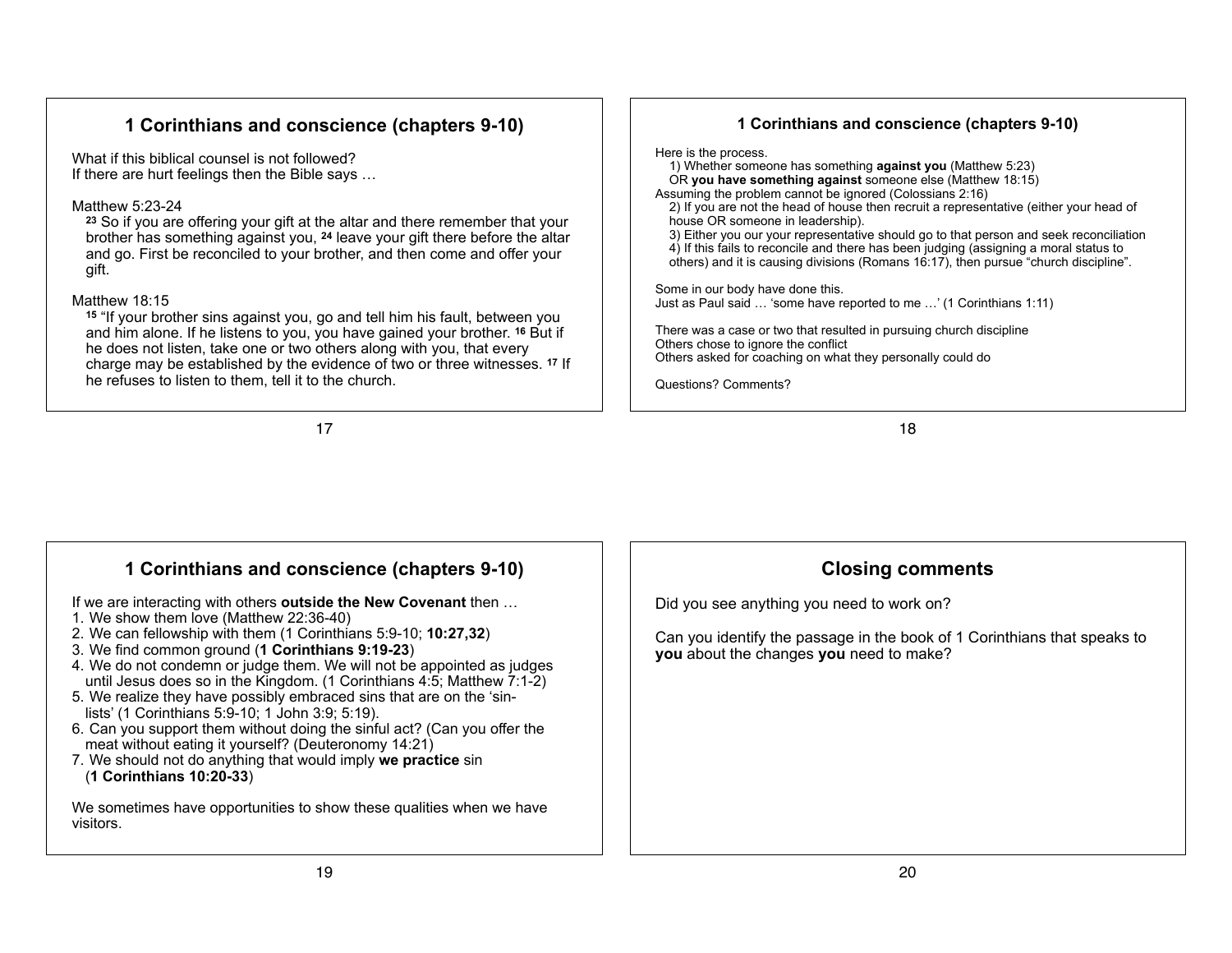## 1 Corinthians and conscience (chapters 9-10)

What if this biblical counsel is not followed?
If there are hurt feelings then the Bible says …

Matthew 5:23-24

[23] So if you are offering your gift at the altar and there remember that your brother has something against you, [24] leave your gift there before the altar and go. First be reconciled to your brother, and then come and offer your gift.

Matthew 18:15

[15] "If your brother sins against you, go and tell him his fault, between you and him alone. If he listens to you, you have gained your brother. [16] But if he does not listen, take one or two others along with you, that every charge may be established by the evidence of two or three witnesses. [17] If he refuses to listen to them, tell it to the church.

## 1 Corinthians and conscience (chapters 9-10)

Here is the process.

1) Whether someone has something **against you** (Matthew 5:23)
OR **you have something against** someone else (Matthew 18:15)

Assuming the problem cannot be ignored (Colossians 2:16)

2) If you are not the head of house then recruit a representative (either your head of house OR someone in leadership).
3) Either you our your representative should go to that person and seek reconciliation
4) If this fails to reconcile and there has been judging (assigning a moral status to others) and it is causing divisions (Romans 16:17), then pursue "church discipline".

Some in our body have done this.
Just as Paul said … 'some have reported to me …' (1 Corinthians 1:11)

There was a case or two that resulted in pursuing church discipline
Others chose to ignore the conflict
Others asked for coaching on what they personally could do

Questions? Comments?

## 1 Corinthians and conscience (chapters 9-10)

If we are interacting with others **outside the New Covenant** then …

1. We show them love (Matthew 22:36-40)
2. We can fellowship with them (1 Corinthians 5:9-10; **10:27,32**)
3. We find common ground (**1 Corinthians 9:19-23**)
4. We do not condemn or judge them. We will not be appointed as judges until Jesus does so in the Kingdom. (1 Corinthians 4:5; Matthew 7:1-2)
5. We realize they have possibly embraced sins that are on the 'sin-lists' (1 Corinthians 5:9-10; 1 John 3:9; 5:19).
6. Can you support them without doing the sinful act? (Can you offer the meat without eating it yourself? (Deuteronomy 14:21)
7. We should not do anything that would imply **we practice** sin (**1 Corinthians 10:20-33**)

We sometimes have opportunities to show these qualities when we have visitors.

## Closing comments

Did you see anything you need to work on?

Can you identify the passage in the book of 1 Corinthians that speaks to **you** about the changes **you** need to make?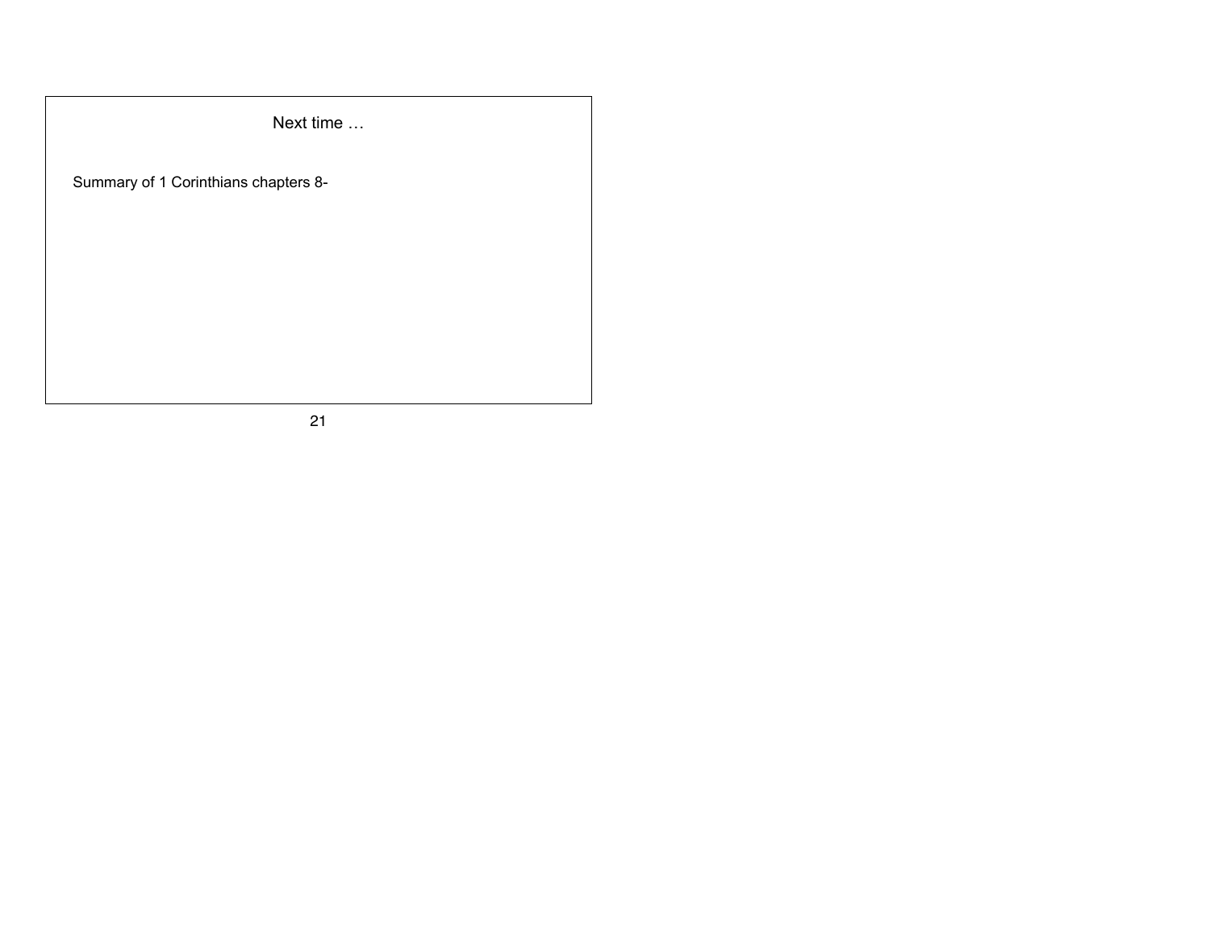## Next time …

Summary of 1 Corinthians chapters 8-